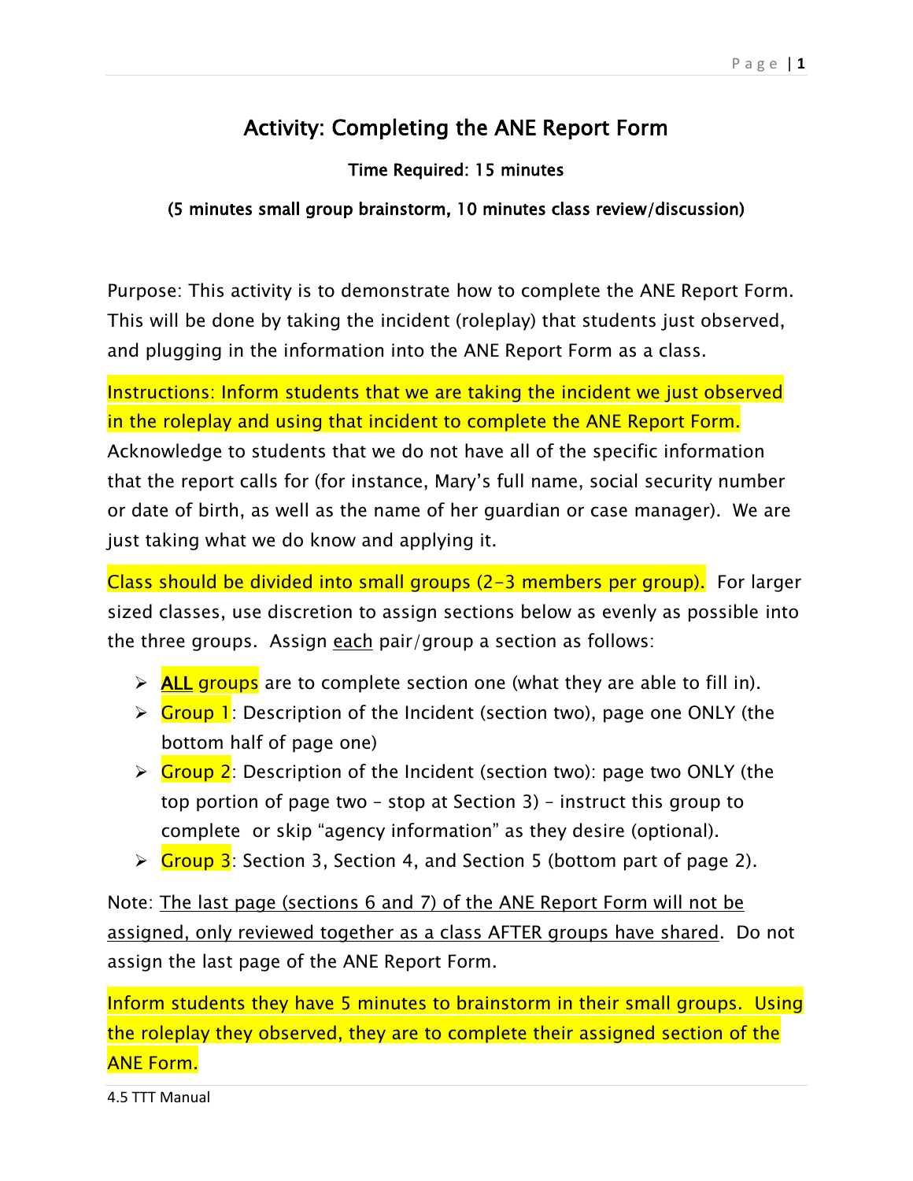# Activity: Completing the ANE Report Form

**Time Required: 15 minutes**

**(5 minutes small group brainstorm, 10 minutes class review/discussion)**

Purpose: This activity is to demonstrate how to complete the ANE Report Form. This will be done by taking the incident (roleplay) that students just observed, and plugging in the information into the ANE Report Form as a class.

Instructions: Inform students that we are taking the incident we just observed in the roleplay and using that incident to complete the ANE Report Form. Acknowledge to students that we do not have all of the specific information that the report calls for (for instance, Mary's full name, social security number or date of birth, as well as the name of her guardian or case manager). We are just taking what we do know and applying it.

Class should be divided into small groups (2-3 members per group). For larger sized classes, use discretion to assign sections below as evenly as possible into the three groups. Assign each pair/group a section as follows:

- **ALL groups** are to complete section one (what they are able to fill in).
- Group 1: Description of the Incident (section two), page one ONLY (the bottom half of page one)
- Group 2: Description of the Incident (section two): page two ONLY (the top portion of page two – stop at Section 3) – instruct this group to complete or skip "agency information" as they desire (optional).
- Group 3: Section 3, Section 4, and Section 5 (bottom part of page 2).

Note: The last page (sections 6 and 7) of the ANE Report Form will not be assigned, only reviewed together as a class AFTER groups have shared. Do not assign the last page of the ANE Report Form.

Inform students they have 5 minutes to brainstorm in their small groups. Using the roleplay they observed, they are to complete their assigned section of the ANE Form.

4.5 TTT Manual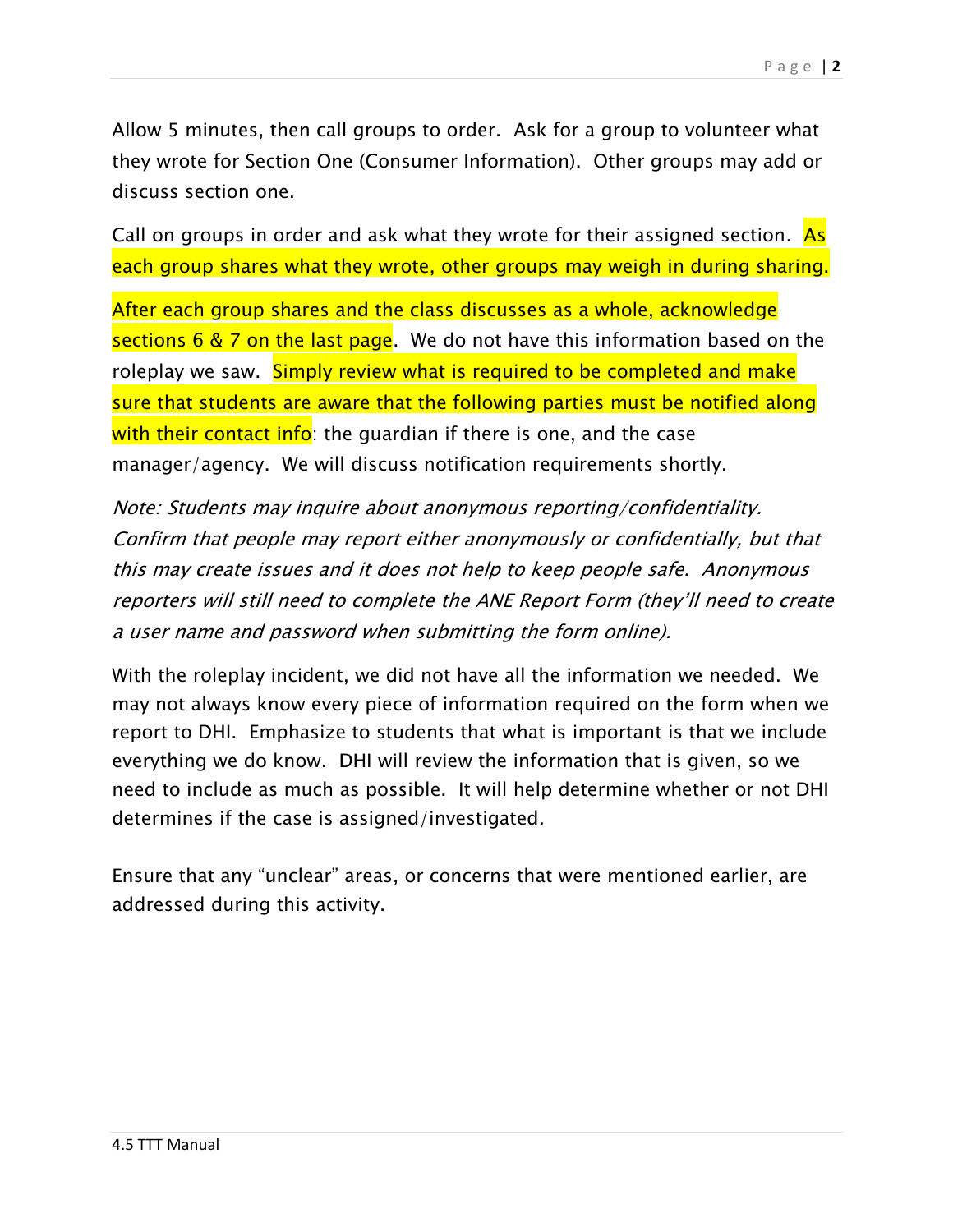Allow 5 minutes, then call groups to order. Ask for a group to volunteer what they wrote for Section One (Consumer Information). Other groups may add or discuss section one.

Call on groups in order and ask what they wrote for their assigned section. As each group shares what they wrote, other groups may weigh in during sharing.

After each group shares and the class discusses as a whole, acknowledge sections 6 & 7 on the last page. We do not have this information based on the roleplay we saw. Simply review what is required to be completed and make sure that students are aware that the following parties must be notified along with their contact info: the guardian if there is one, and the case manager/agency. We will discuss notification requirements shortly.

*Note: Students may inquire about anonymous reporting/confidentiality. Confirm that people may report either anonymously or confidentially, but that this may create issues and it does not help to keep people safe. Anonymous reporters will still need to complete the ANE Report Form (they'll need to create a user name and password when submitting the form online).*

With the roleplay incident, we did not have all the information we needed. We may not always know every piece of information required on the form when we report to DHI. Emphasize to students that what is important is that we include everything we do know. DHI will review the information that is given, so we need to include as much as possible. It will help determine whether or not DHI determines if the case is assigned/investigated.

Ensure that any "unclear" areas, or concerns that were mentioned earlier, are addressed during this activity.